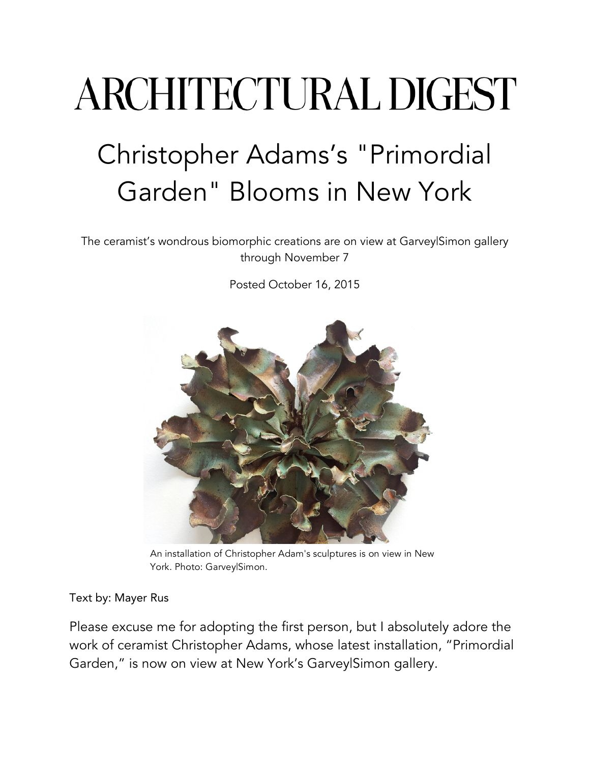# ARCHITECTURAL DIGEST

## Christopher Adams's "Primordial Garden" Blooms in New York

The ceramist's wondrous biomorphic creations are on view at Garvey|Simon gallery through November 7

Posted October 16, 2015

An installation of Christopher Adam's sculptures is on view in New York. Photo: Garvey|Simon.

Text by: Mayer Rus

Please excuse me for adopting the first person, but I absolutely adore the work of ceramist Christopher Adams, whose latest installation, "Primordial Garden," is now on view at New York's Garvey|Simon gallery.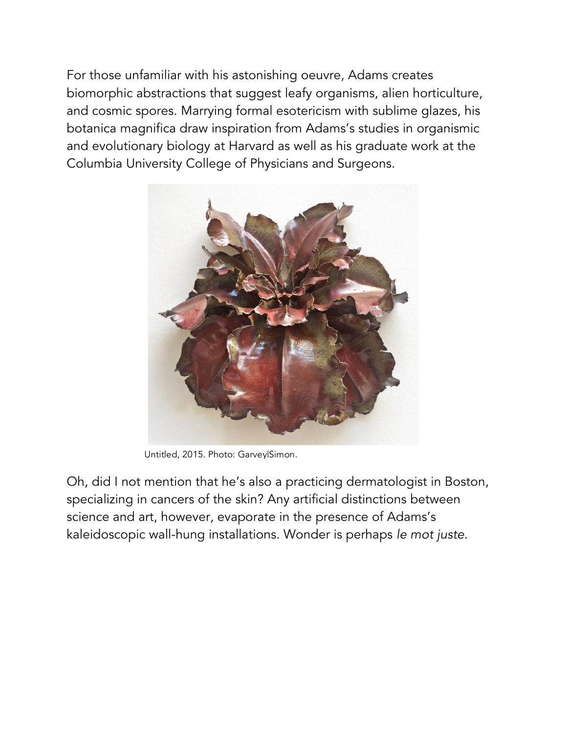For those unfamiliar with his astonishing oeuvre, Adams creates biomorphic abstractions that suggest leafy organisms, alien horticulture, and cosmic spores. Marrying formal esotericism with sublime glazes, his botanica magnifica draw inspiration from Adams's studies in organismic and evolutionary biology at Harvard as well as his graduate work at the Columbia University College of Physicians and Surgeons.

Untitled, 2015. Photo: Garvey|Simon.

Oh, did I not mention that he's also a practicing dermatologist in Boston, specializing in cancers of the skin? Any artificial distinctions between science and art, however, evaporate in the presence of Adams's kaleidoscopic wall-hung installations. Wonder is perhaps *le mot juste*.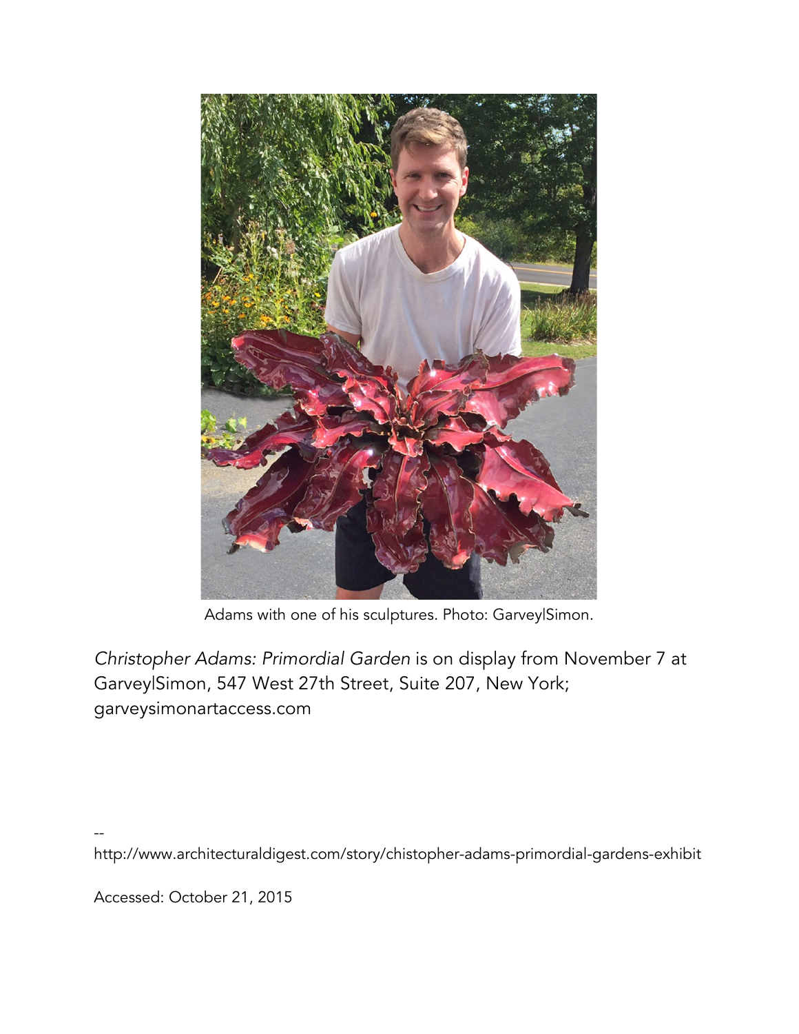Adams with one of his sculptures. Photo: Garvey|Simon.

*Christopher Adams: Primordial Garden* is on display from November 7 at Garvey|Simon, 547 West 27th Street, Suite 207, New York; garveysimonartaccess.com

--
http://www.architecturaldigest.com/story/chistopher-adams-primordial-gardens-exhibit

Accessed: October 21, 2015